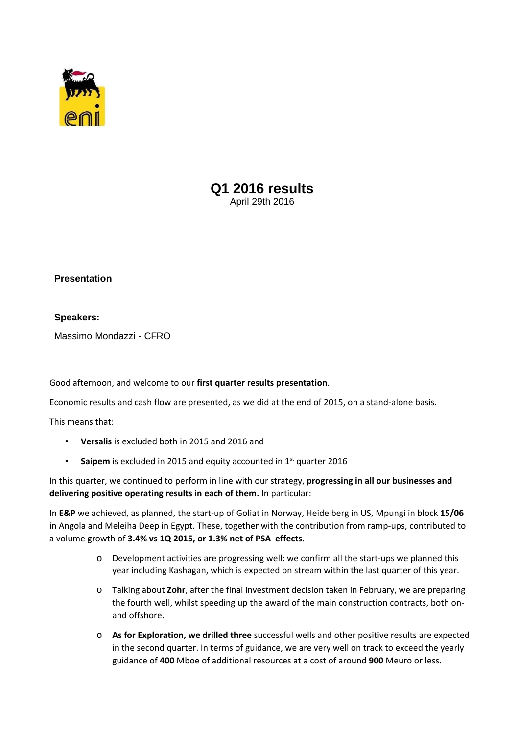# Q1 2016 results

April 29th 2016

**Presentation**

**Speakers:**

Massimo Mondazzi - CFRO

Good afternoon, and welcome to our **first quarter results presentation**.

Economic results and cash flow are presented, as we did at the end of 2015, on a stand-alone basis.

This means that:

- **Versalis** is excluded both in 2015 and 2016 and
- **Saipem** is excluded in 2015 and equity accounted in 1st quarter 2016

In this quarter, we continued to perform in line with our strategy, **progressing in all our businesses and delivering positive operating results in each of them.** In particular:

In **E&P** we achieved, as planned, the start-up of Goliat in Norway, Heidelberg in US, Mpungi in block **15/06** in Angola and Meleiha Deep in Egypt. These, together with the contribution from ramp-ups, contributed to a volume growth of **3.4% vs 1Q 2015, or 1.3% net of PSA effects.**

- Development activities are progressing well: we confirm all the start-ups we planned this year including Kashagan, which is expected on stream within the last quarter of this year.
- Talking about **Zohr**, after the final investment decision taken in February, we are preparing the fourth well, whilst speeding up the award of the main construction contracts, both on- and offshore.
- **As for Exploration, we drilled three** successful wells and other positive results are expected in the second quarter. In terms of guidance, we are very well on track to exceed the yearly guidance of **400** Mboe of additional resources at a cost of around **900** Meuro or less.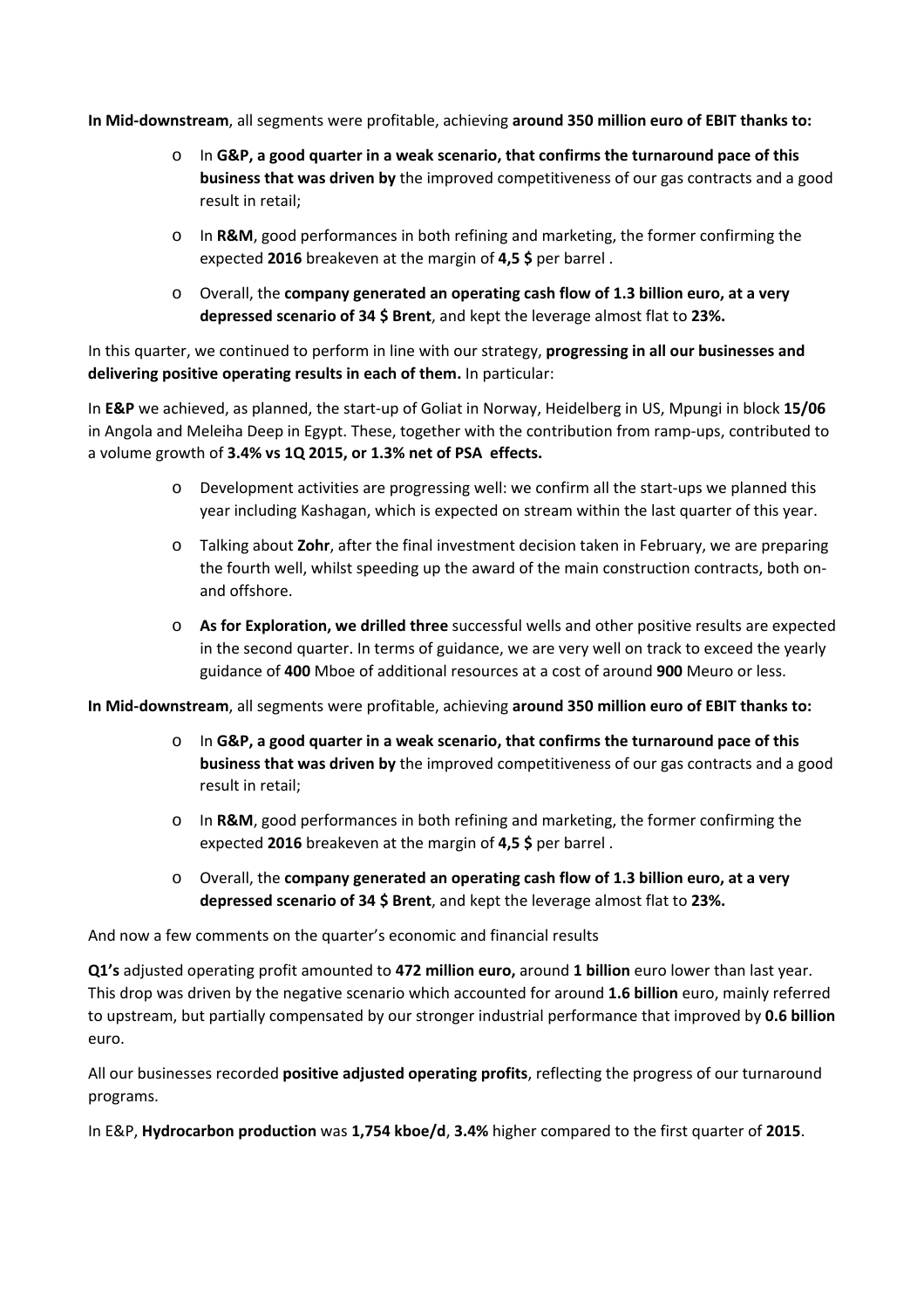**In Mid-downstream**, all segments were profitable, achieving **around 350 million euro of EBIT thanks to:**

- In **G&P, a good quarter in a weak scenario, that confirms the turnaround pace of this business that was driven by** the improved competitiveness of our gas contracts and a good result in retail;
- In **R&M**, good performances in both refining and marketing, the former confirming the expected **2016** breakeven at the margin of **4,5 $** per barrel .
- Overall, the **company generated an operating cash flow of 1.3 billion euro, at a very depressed scenario of 34 $ Brent**, and kept the leverage almost flat to **23%.**

In this quarter, we continued to perform in line with our strategy, **progressing in all our businesses and delivering positive operating results in each of them.** In particular:

In **E&P** we achieved, as planned, the start-up of Goliat in Norway, Heidelberg in US, Mpungi in block **15/06** in Angola and Meleiha Deep in Egypt. These, together with the contribution from ramp-ups, contributed to a volume growth of **3.4% vs 1Q 2015, or 1.3% net of PSA effects.**

- Development activities are progressing well: we confirm all the start-ups we planned this year including Kashagan, which is expected on stream within the last quarter of this year.
- Talking about **Zohr**, after the final investment decision taken in February, we are preparing the fourth well, whilst speeding up the award of the main construction contracts, both on- and offshore.
- **As for Exploration, we drilled three** successful wells and other positive results are expected in the second quarter. In terms of guidance, we are very well on track to exceed the yearly guidance of **400** Mboe of additional resources at a cost of around **900** Meuro or less.

**In Mid-downstream**, all segments were profitable, achieving **around 350 million euro of EBIT thanks to:**

- In **G&P, a good quarter in a weak scenario, that confirms the turnaround pace of this business that was driven by** the improved competitiveness of our gas contracts and a good result in retail;
- In **R&M**, good performances in both refining and marketing, the former confirming the expected **2016** breakeven at the margin of **4,5 $** per barrel .
- Overall, the **company generated an operating cash flow of 1.3 billion euro, at a very depressed scenario of 34 $ Brent**, and kept the leverage almost flat to **23%.**

And now a few comments on the quarter's economic and financial results

**Q1's** adjusted operating profit amounted to **472 million euro,** around **1 billion** euro lower than last year. This drop was driven by the negative scenario which accounted for around **1.6 billion** euro, mainly referred to upstream, but partially compensated by our stronger industrial performance that improved by **0.6 billion** euro.

All our businesses recorded **positive adjusted operating profits**, reflecting the progress of our turnaround programs.

In E&P, **Hydrocarbon production** was **1,754 kboe/d**, **3.4%** higher compared to the first quarter of **2015**.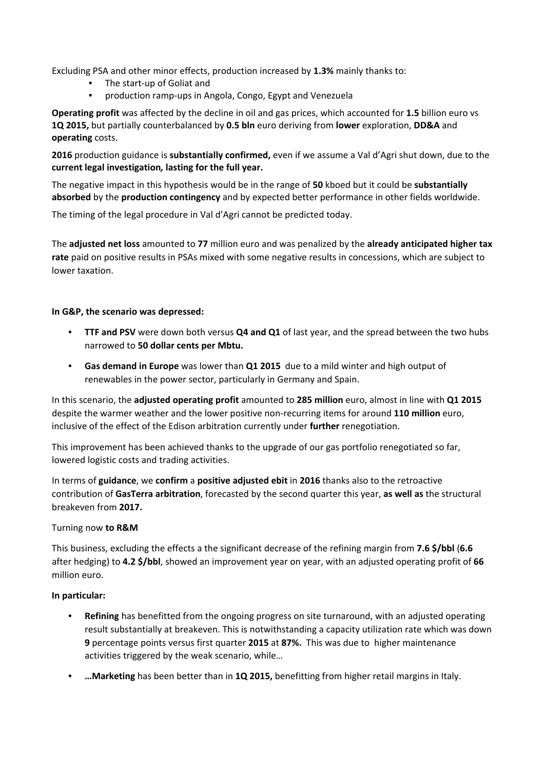Excluding PSA and other minor effects, production increased by **1.3%** mainly thanks to:

- The start-up of Goliat and
- production ramp-ups in Angola, Congo, Egypt and Venezuela

**Operating profit** was affected by the decline in oil and gas prices, which accounted for **1.5** billion euro vs **1Q 2015,** but partially counterbalanced by **0.5 bln** euro deriving from **lower** exploration, **DD&A** and **operating** costs.

**2016** production guidance is **substantially confirmed,** even if we assume a Val d'Agri shut down, due to the **current legal investigation***,* **lasting for the full year.**

The negative impact in this hypothesis would be in the range of **50** kboed but it could be **substantially absorbed** by the **production contingency** and by expected better performance in other fields worldwide.

The timing of the legal procedure in Val d'Agri cannot be predicted today.

The **adjusted net loss** amounted to **77** million euro and was penalized by the **already anticipated higher tax rate** paid on positive results in PSAs mixed with some negative results in concessions, which are subject to lower taxation.

**In G&P, the scenario was depressed:**

- **TTF and PSV** were down both versus **Q4 and Q1** of last year, and the spread between the two hubs narrowed to **50 dollar cents per Mbtu.**
- **Gas demand in Europe** was lower than **Q1 2015** due to a mild winter and high output of renewables in the power sector, particularly in Germany and Spain.

In this scenario, the **adjusted operating profit** amounted to **285 million** euro, almost in line with **Q1 2015** despite the warmer weather and the lower positive non-recurring items for around **110 million** euro, inclusive of the effect of the Edison arbitration currently under **further** renegotiation.

This improvement has been achieved thanks to the upgrade of our gas portfolio renegotiated so far, lowered logistic costs and trading activities.

In terms of **guidance**, we **confirm** a **positive adjusted ebit** in **2016** thanks also to the retroactive contribution of **GasTerra arbitration**, forecasted by the second quarter this year, **as well as** the structural breakeven from **2017.**

Turning now **to R&M**

This business, excluding the effects a the significant decrease of the refining margin from **7.6 $/bbl** (**6.6** after hedging) to **4.2 $/bbl**, showed an improvement year on year, with an adjusted operating profit of **66** million euro.

**In particular:**

- **Refining** has benefitted from the ongoing progress on site turnaround, with an adjusted operating result substantially at breakeven. This is notwithstanding a capacity utilization rate which was down **9** percentage points versus first quarter **2015** at **87%.** This was due to higher maintenance activities triggered by the weak scenario, while…
- **…Marketing** has been better than in **1Q 2015,** benefitting from higher retail margins in Italy.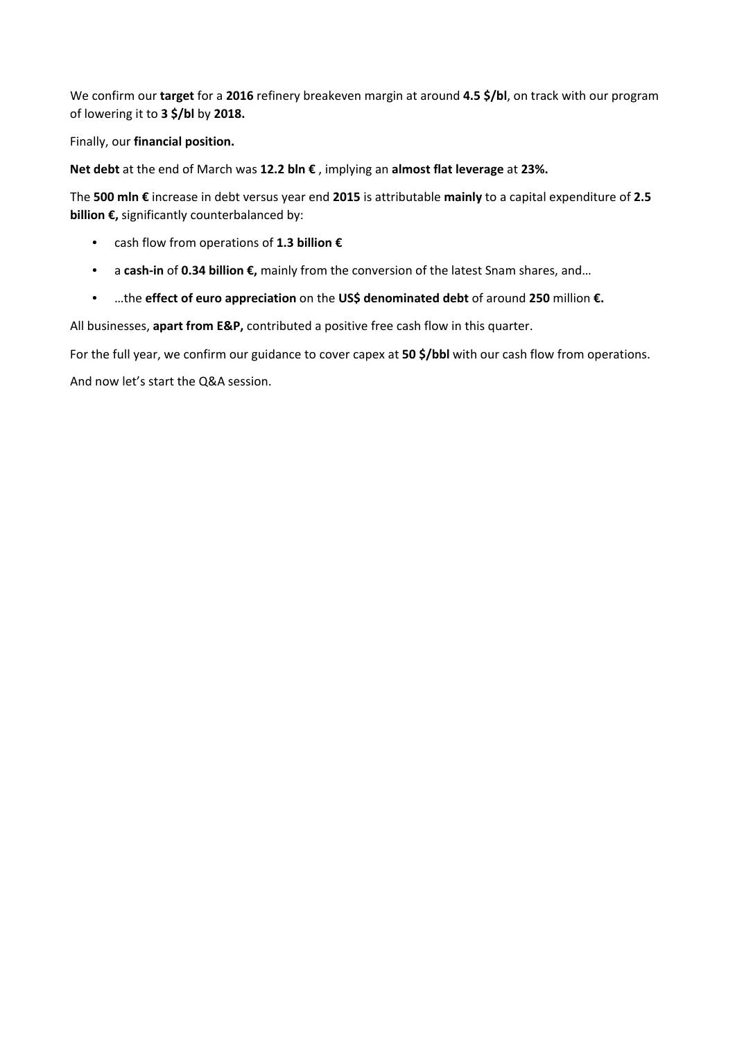We confirm our **target** for a **2016** refinery breakeven margin at around **4.5 $/bl**, on track with our program of lowering it to **3 $/bl** by **2018.**

Finally, our **financial position.**

**Net debt** at the end of March was **12.2 bln €** , implying an **almost flat leverage** at **23%.**

The **500 mln €** increase in debt versus year end **2015** is attributable **mainly** to a capital expenditure of **2.5 billion €,** significantly counterbalanced by:

- cash flow from operations of **1.3 billion €**
- a **cash-in** of **0.34 billion €,** mainly from the conversion of the latest Snam shares, and…
- …the **effect of euro appreciation** on the **US$ denominated debt** of around **250** million **€.**

All businesses, **apart from E&P,** contributed a positive free cash flow in this quarter.

For the full year, we confirm our guidance to cover capex at **50 $/bbl** with our cash flow from operations.

And now let's start the Q&A session.